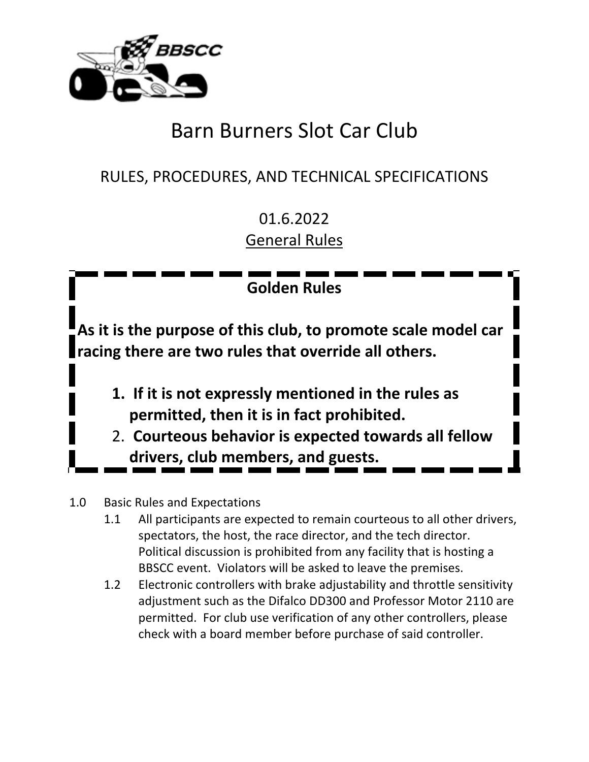# Barn Burners Slot Car Club

## RULES, PROCEDURES, AND TECHNICAL SPECIFICATIONS

01.6.2022

General Rules

**Golden Rules**

**As it is the purpose of this club, to promote scale model car racing there are two rules that override all others.**

1. **If it is not expressly mentioned in the rules as permitted, then it is in fact prohibited.**
2. **Courteous behavior is expected towards all fellow drivers, club members, and guests.**

1.0 Basic Rules and Expectations

- 1.1 All participants are expected to remain courteous to all other drivers, spectators, the host, the race director, and the tech director. Political discussion is prohibited from any facility that is hosting a BBSCC event. Violators will be asked to leave the premises.
- 1.2 Electronic controllers with brake adjustability and throttle sensitivity adjustment such as the Difalco DD300 and Professor Motor 2110 are permitted. For club use verification of any other controllers, please check with a board member before purchase of said controller.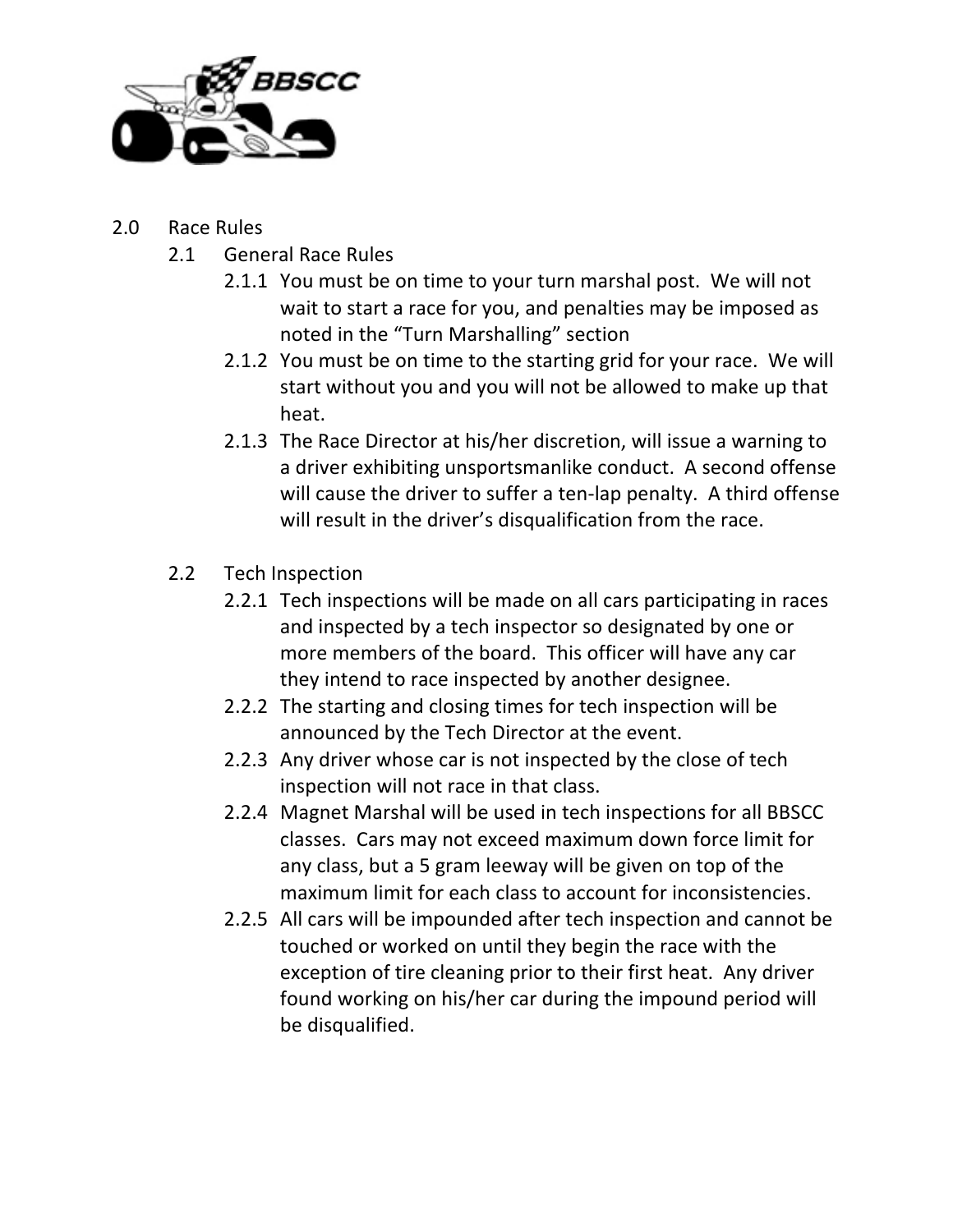## 2.0 Race Rules

### 2.1 General Race Rules

2.1.1 You must be on time to your turn marshal post. We will not wait to start a race for you, and penalties may be imposed as noted in the "Turn Marshalling" section

2.1.2 You must be on time to the starting grid for your race. We will start without you and you will not be allowed to make up that heat.

2.1.3 The Race Director at his/her discretion, will issue a warning to a driver exhibiting unsportsmanlike conduct. A second offense will cause the driver to suffer a ten-lap penalty. A third offense will result in the driver's disqualification from the race.

### 2.2 Tech Inspection

2.2.1 Tech inspections will be made on all cars participating in races and inspected by a tech inspector so designated by one or more members of the board. This officer will have any car they intend to race inspected by another designee.

2.2.2 The starting and closing times for tech inspection will be announced by the Tech Director at the event.

2.2.3 Any driver whose car is not inspected by the close of tech inspection will not race in that class.

2.2.4 Magnet Marshal will be used in tech inspections for all BBSCC classes. Cars may not exceed maximum down force limit for any class, but a 5 gram leeway will be given on top of the maximum limit for each class to account for inconsistencies.

2.2.5 All cars will be impounded after tech inspection and cannot be touched or worked on until they begin the race with the exception of tire cleaning prior to their first heat. Any driver found working on his/her car during the impound period will be disqualified.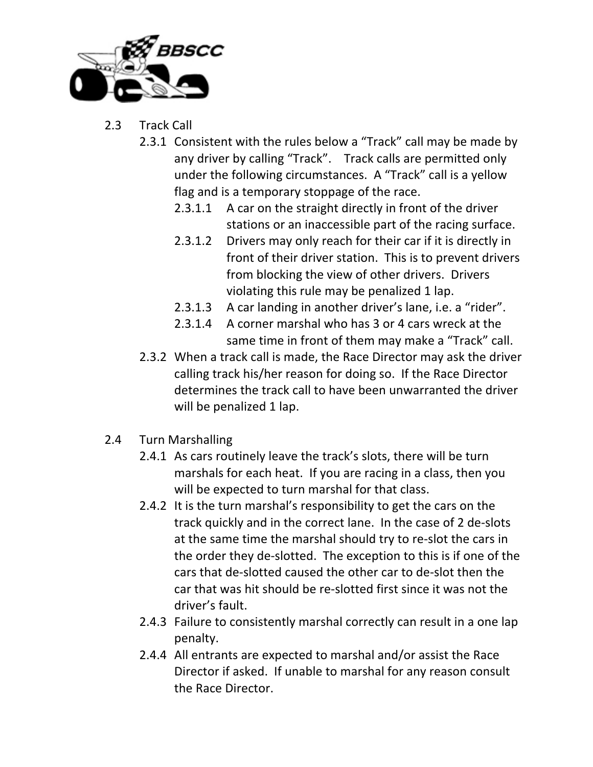## 2.3 Track Call

- 2.3.1 Consistent with the rules below a “Track” call may be made by any driver by calling “Track”. Track calls are permitted only under the following circumstances. A “Track” call is a yellow flag and is a temporary stoppage of the race.
  - 2.3.1.1 A car on the straight directly in front of the driver stations or an inaccessible part of the racing surface.
  - 2.3.1.2 Drivers may only reach for their car if it is directly in front of their driver station. This is to prevent drivers from blocking the view of other drivers. Drivers violating this rule may be penalized 1 lap.
  - 2.3.1.3 A car landing in another driver’s lane, i.e. a “rider”.
  - 2.3.1.4 A corner marshal who has 3 or 4 cars wreck at the same time in front of them may make a “Track” call.
- 2.3.2 When a track call is made, the Race Director may ask the driver calling track his/her reason for doing so. If the Race Director determines the track call to have been unwarranted the driver will be penalized 1 lap.

## 2.4 Turn Marshalling

- 2.4.1 As cars routinely leave the track’s slots, there will be turn marshals for each heat. If you are racing in a class, then you will be expected to turn marshal for that class.
- 2.4.2 It is the turn marshal’s responsibility to get the cars on the track quickly and in the correct lane. In the case of 2 de-slots at the same time the marshal should try to re-slot the cars in the order they de-slotted. The exception to this is if one of the cars that de-slotted caused the other car to de-slot then the car that was hit should be re-slotted first since it was not the driver’s fault.
- 2.4.3 Failure to consistently marshal correctly can result in a one lap penalty.
- 2.4.4 All entrants are expected to marshal and/or assist the Race Director if asked. If unable to marshal for any reason consult the Race Director.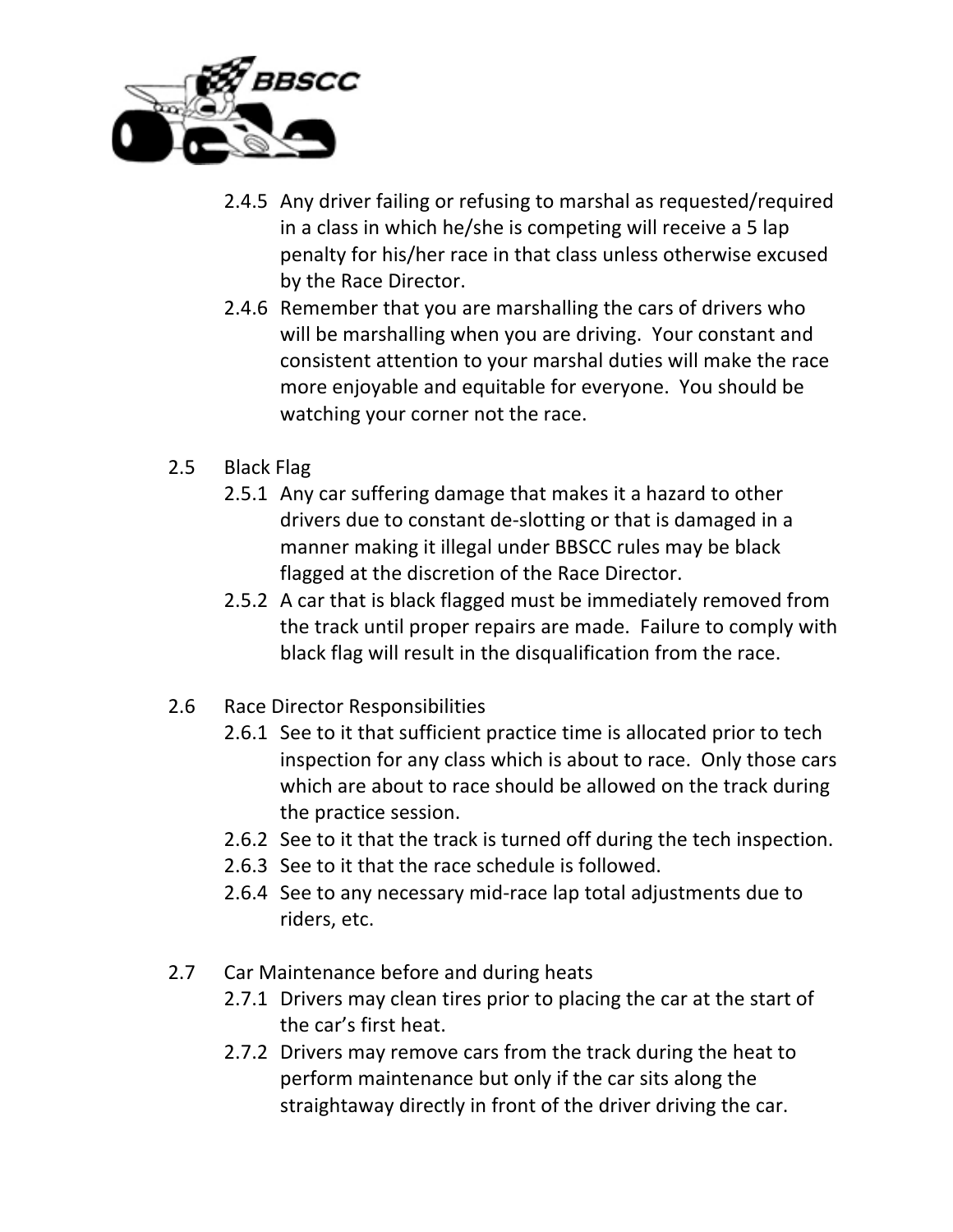2.4.5 Any driver failing or refusing to marshal as requested/required in a class in which he/she is competing will receive a 5 lap penalty for his/her race in that class unless otherwise excused by the Race Director.

2.4.6 Remember that you are marshalling the cars of drivers who will be marshalling when you are driving. Your constant and consistent attention to your marshal duties will make the race more enjoyable and equitable for everyone. You should be watching your corner not the race.

2.5 Black Flag

2.5.1 Any car suffering damage that makes it a hazard to other drivers due to constant de-slotting or that is damaged in a manner making it illegal under BBSCC rules may be black flagged at the discretion of the Race Director.

2.5.2 A car that is black flagged must be immediately removed from the track until proper repairs are made. Failure to comply with black flag will result in the disqualification from the race.

2.6 Race Director Responsibilities

2.6.1 See to it that sufficient practice time is allocated prior to tech inspection for any class which is about to race. Only those cars which are about to race should be allowed on the track during the practice session.

2.6.2 See to it that the track is turned off during the tech inspection.

2.6.3 See to it that the race schedule is followed.

2.6.4 See to any necessary mid-race lap total adjustments due to riders, etc.

2.7 Car Maintenance before and during heats

2.7.1 Drivers may clean tires prior to placing the car at the start of the car's first heat.

2.7.2 Drivers may remove cars from the track during the heat to perform maintenance but only if the car sits along the straightaway directly in front of the driver driving the car.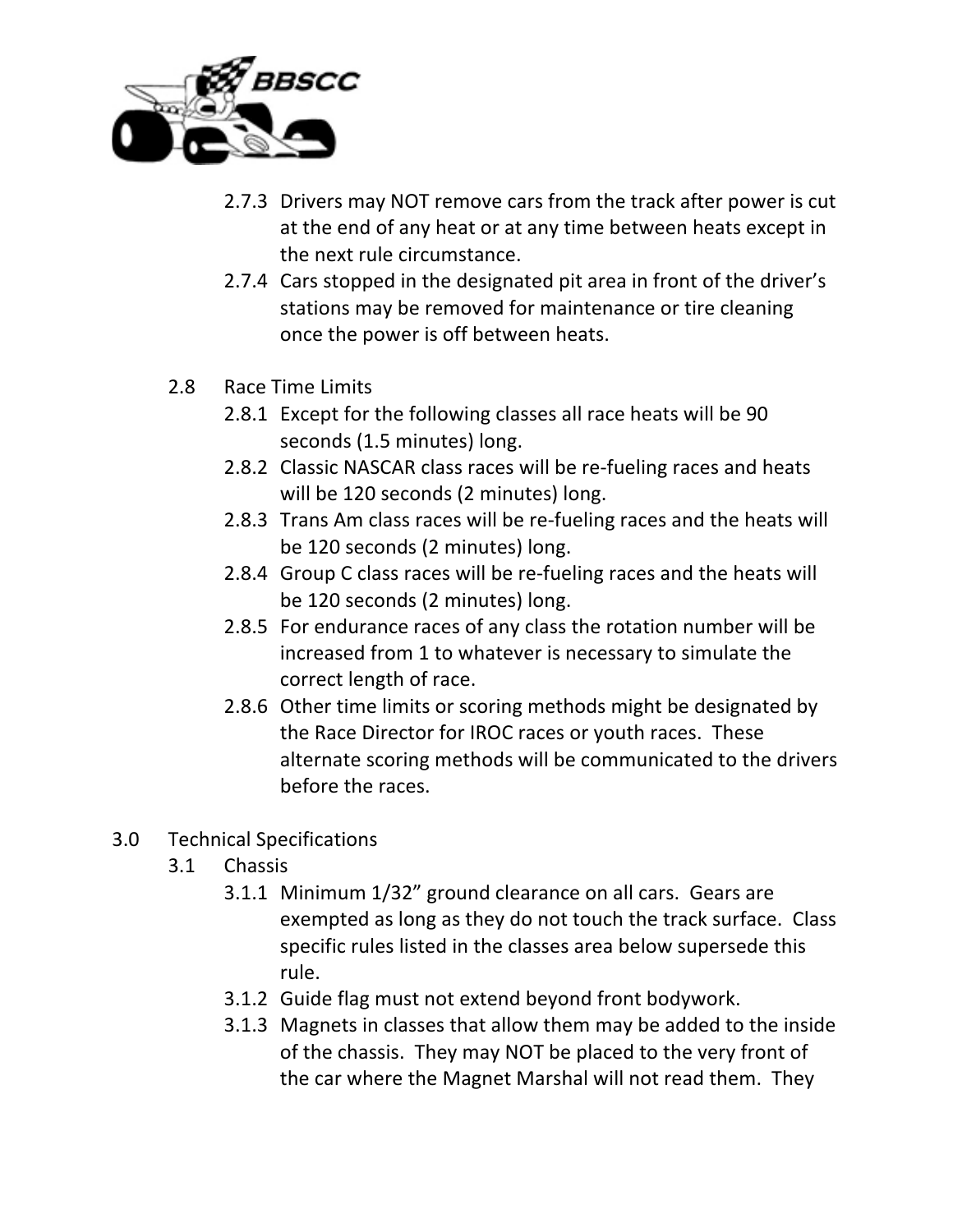2.7.3 Drivers may NOT remove cars from the track after power is cut at the end of any heat or at any time between heats except in the next rule circumstance.

2.7.4 Cars stopped in the designated pit area in front of the driver's stations may be removed for maintenance or tire cleaning once the power is off between heats.

2.8 Race Time Limits

2.8.1 Except for the following classes all race heats will be 90 seconds (1.5 minutes) long.

2.8.2 Classic NASCAR class races will be re-fueling races and heats will be 120 seconds (2 minutes) long.

2.8.3 Trans Am class races will be re-fueling races and the heats will be 120 seconds (2 minutes) long.

2.8.4 Group C class races will be re-fueling races and the heats will be 120 seconds (2 minutes) long.

2.8.5 For endurance races of any class the rotation number will be increased from 1 to whatever is necessary to simulate the correct length of race.

2.8.6 Other time limits or scoring methods might be designated by the Race Director for IROC races or youth races. These alternate scoring methods will be communicated to the drivers before the races.

## 3.0 Technical Specifications

### 3.1 Chassis

3.1.1 Minimum 1/32" ground clearance on all cars. Gears are exempted as long as they do not touch the track surface. Class specific rules listed in the classes area below supersede this rule.

3.1.2 Guide flag must not extend beyond front bodywork.

3.1.3 Magnets in classes that allow them may be added to the inside of the chassis. They may NOT be placed to the very front of the car where the Magnet Marshal will not read them. They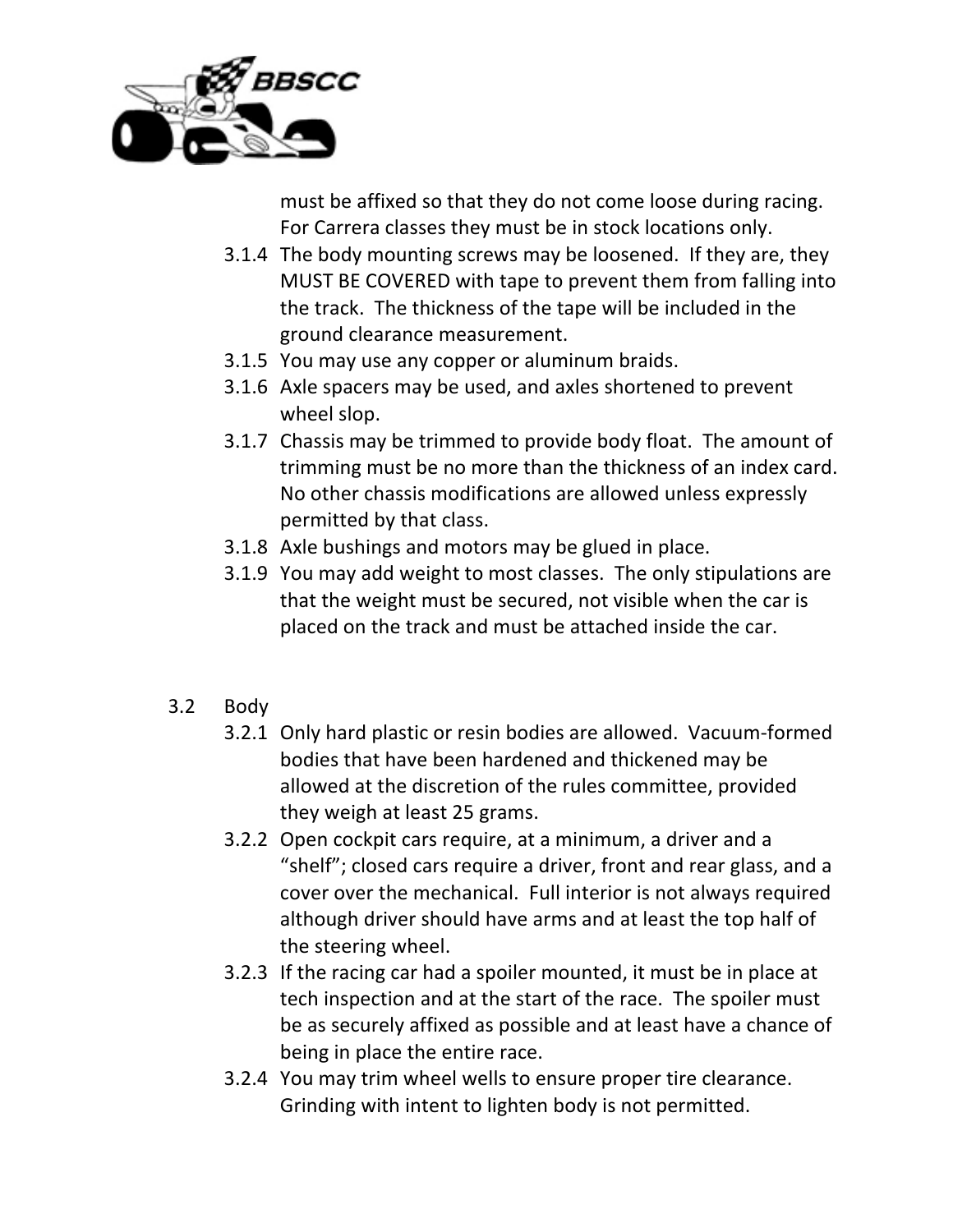must be affixed so that they do not come loose during racing. For Carrera classes they must be in stock locations only.

- 3.1.4 The body mounting screws may be loosened. If they are, they MUST BE COVERED with tape to prevent them from falling into the track. The thickness of the tape will be included in the ground clearance measurement.
- 3.1.5 You may use any copper or aluminum braids.
- 3.1.6 Axle spacers may be used, and axles shortened to prevent wheel slop.
- 3.1.7 Chassis may be trimmed to provide body float. The amount of trimming must be no more than the thickness of an index card. No other chassis modifications are allowed unless expressly permitted by that class.
- 3.1.8 Axle bushings and motors may be glued in place.
- 3.1.9 You may add weight to most classes. The only stipulations are that the weight must be secured, not visible when the car is placed on the track and must be attached inside the car.

## 3.2 Body

- 3.2.1 Only hard plastic or resin bodies are allowed. Vacuum-formed bodies that have been hardened and thickened may be allowed at the discretion of the rules committee, provided they weigh at least 25 grams.
- 3.2.2 Open cockpit cars require, at a minimum, a driver and a "shelf"; closed cars require a driver, front and rear glass, and a cover over the mechanical. Full interior is not always required although driver should have arms and at least the top half of the steering wheel.
- 3.2.3 If the racing car had a spoiler mounted, it must be in place at tech inspection and at the start of the race. The spoiler must be as securely affixed as possible and at least have a chance of being in place the entire race.
- 3.2.4 You may trim wheel wells to ensure proper tire clearance. Grinding with intent to lighten body is not permitted.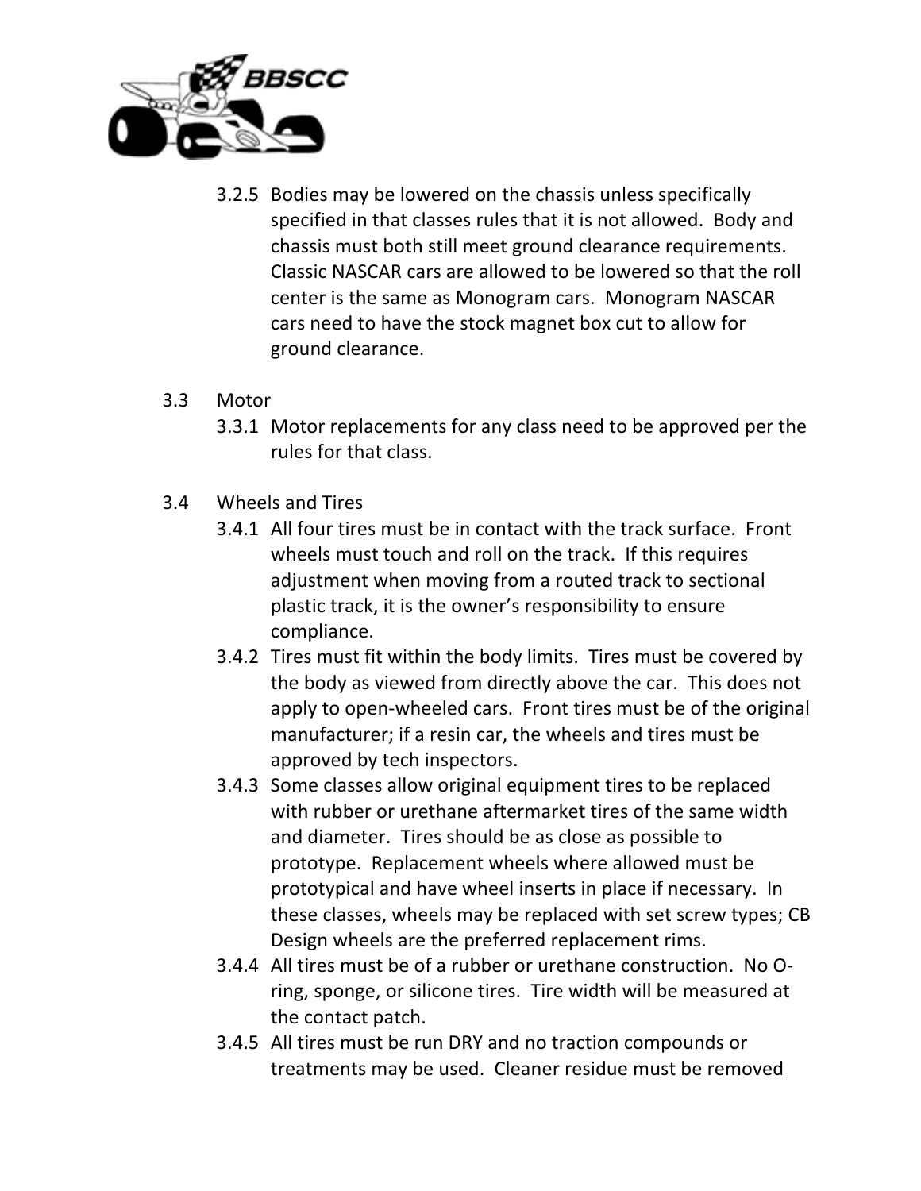3.2.5 Bodies may be lowered on the chassis unless specifically specified in that classes rules that it is not allowed. Body and chassis must both still meet ground clearance requirements. Classic NASCAR cars are allowed to be lowered so that the roll center is the same as Monogram cars. Monogram NASCAR cars need to have the stock magnet box cut to allow for ground clearance.

3.3 Motor

3.3.1 Motor replacements for any class need to be approved per the rules for that class.

3.4 Wheels and Tires

3.4.1 All four tires must be in contact with the track surface. Front wheels must touch and roll on the track. If this requires adjustment when moving from a routed track to sectional plastic track, it is the owner's responsibility to ensure compliance.

3.4.2 Tires must fit within the body limits. Tires must be covered by the body as viewed from directly above the car. This does not apply to open-wheeled cars. Front tires must be of the original manufacturer; if a resin car, the wheels and tires must be approved by tech inspectors.

3.4.3 Some classes allow original equipment tires to be replaced with rubber or urethane aftermarket tires of the same width and diameter. Tires should be as close as possible to prototype. Replacement wheels where allowed must be prototypical and have wheel inserts in place if necessary. In these classes, wheels may be replaced with set screw types; CB Design wheels are the preferred replacement rims.

3.4.4 All tires must be of a rubber or urethane construction. No O-ring, sponge, or silicone tires. Tire width will be measured at the contact patch.

3.4.5 All tires must be run DRY and no traction compounds or treatments may be used. Cleaner residue must be removed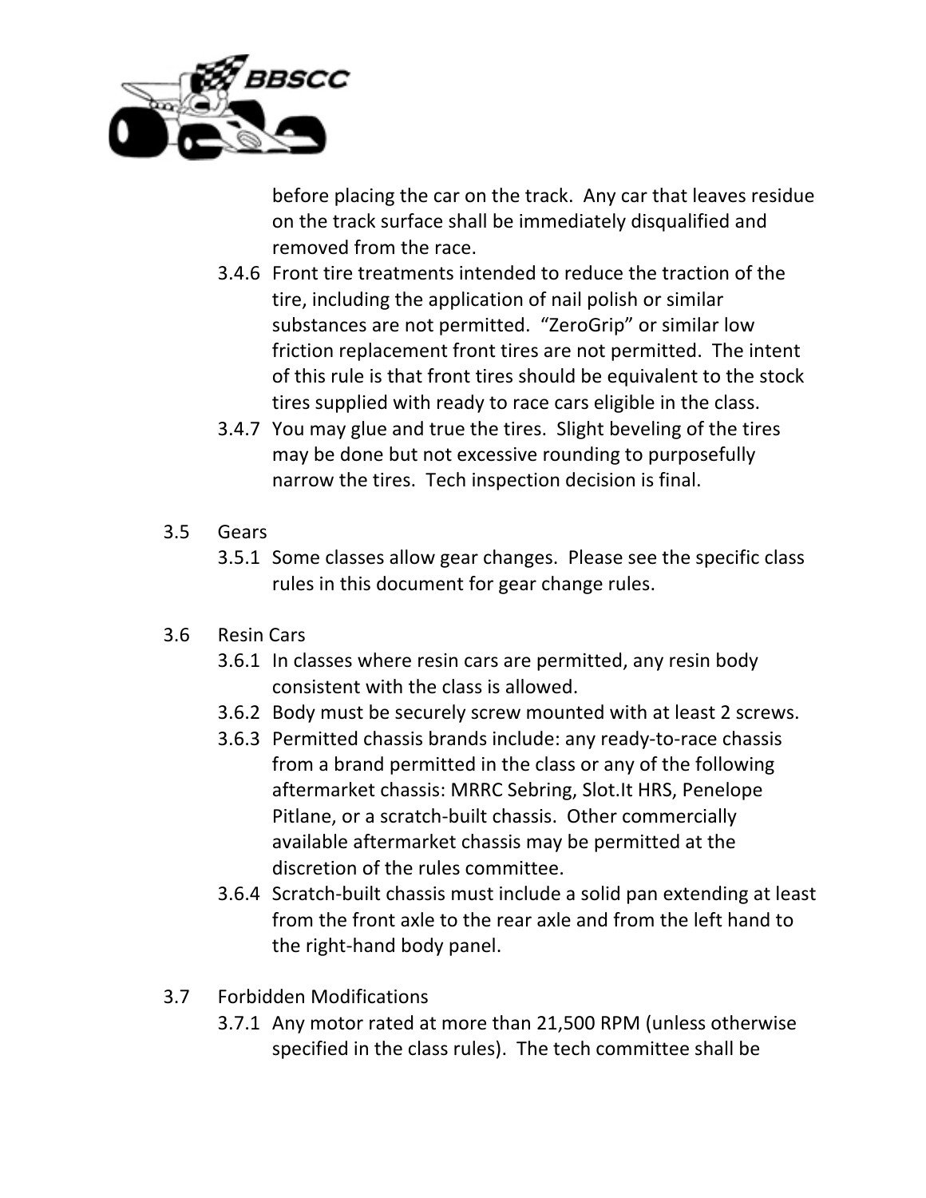before placing the car on the track. Any car that leaves residue on the track surface shall be immediately disqualified and removed from the race.

3.4.6 Front tire treatments intended to reduce the traction of the tire, including the application of nail polish or similar substances are not permitted. "ZeroGrip" or similar low friction replacement front tires are not permitted. The intent of this rule is that front tires should be equivalent to the stock tires supplied with ready to race cars eligible in the class.

3.4.7 You may glue and true the tires. Slight beveling of the tires may be done but not excessive rounding to purposefully narrow the tires. Tech inspection decision is final.

3.5 Gears

3.5.1 Some classes allow gear changes. Please see the specific class rules in this document for gear change rules.

3.6 Resin Cars

3.6.1 In classes where resin cars are permitted, any resin body consistent with the class is allowed.

3.6.2 Body must be securely screw mounted with at least 2 screws.

3.6.3 Permitted chassis brands include: any ready-to-race chassis from a brand permitted in the class or any of the following aftermarket chassis: MRRC Sebring, Slot.It HRS, Penelope Pitlane, or a scratch-built chassis. Other commercially available aftermarket chassis may be permitted at the discretion of the rules committee.

3.6.4 Scratch-built chassis must include a solid pan extending at least from the front axle to the rear axle and from the left hand to the right-hand body panel.

3.7 Forbidden Modifications

3.7.1 Any motor rated at more than 21,500 RPM (unless otherwise specified in the class rules). The tech committee shall be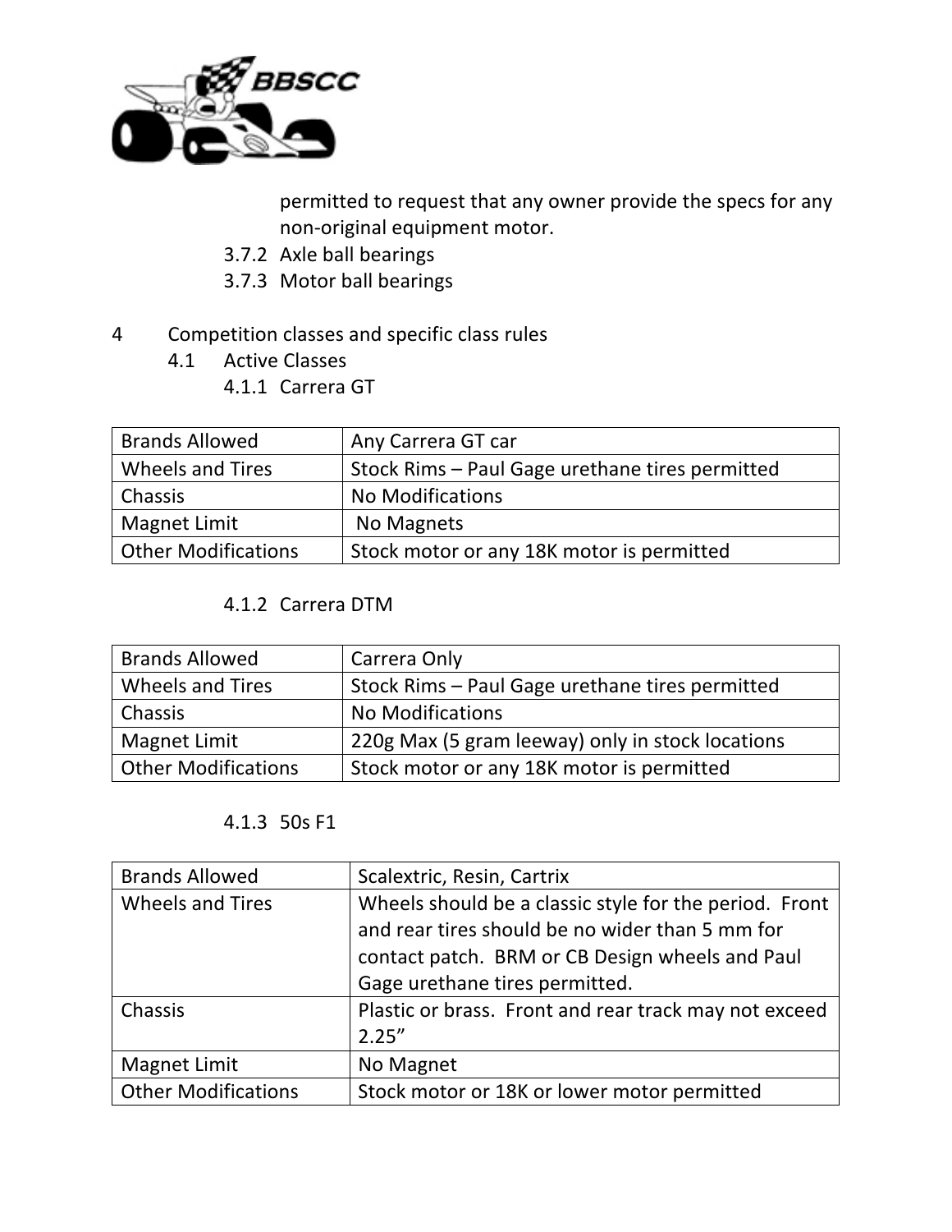permitted to request that any owner provide the specs for any non-original equipment motor.

3.7.2 Axle ball bearings

3.7.3 Motor ball bearings

# 4 Competition classes and specific class rules

## 4.1 Active Classes

### 4.1.1 Carrera GT

| Brands Allowed | Any Carrera GT car |
|---|---|
| Wheels and Tires | Stock Rims – Paul Gage urethane tires permitted |
| Chassis | No Modifications |
| Magnet Limit | No Magnets |
| Other Modifications | Stock motor or any 18K motor is permitted |

### 4.1.2 Carrera DTM

| Brands Allowed | Carrera Only |
|---|---|
| Wheels and Tires | Stock Rims – Paul Gage urethane tires permitted |
| Chassis | No Modifications |
| Magnet Limit | 220g Max (5 gram leeway) only in stock locations |
| Other Modifications | Stock motor or any 18K motor is permitted |

### 4.1.3 50s F1

| Brands Allowed | Scalextric, Resin, Cartrix |
|---|---|
| Wheels and Tires | Wheels should be a classic style for the period. Front and rear tires should be no wider than 5 mm for contact patch. BRM or CB Design wheels and Paul Gage urethane tires permitted. |
| Chassis | Plastic or brass. Front and rear track may not exceed 2.25” |
| Magnet Limit | No Magnet |
| Other Modifications | Stock motor or 18K or lower motor permitted |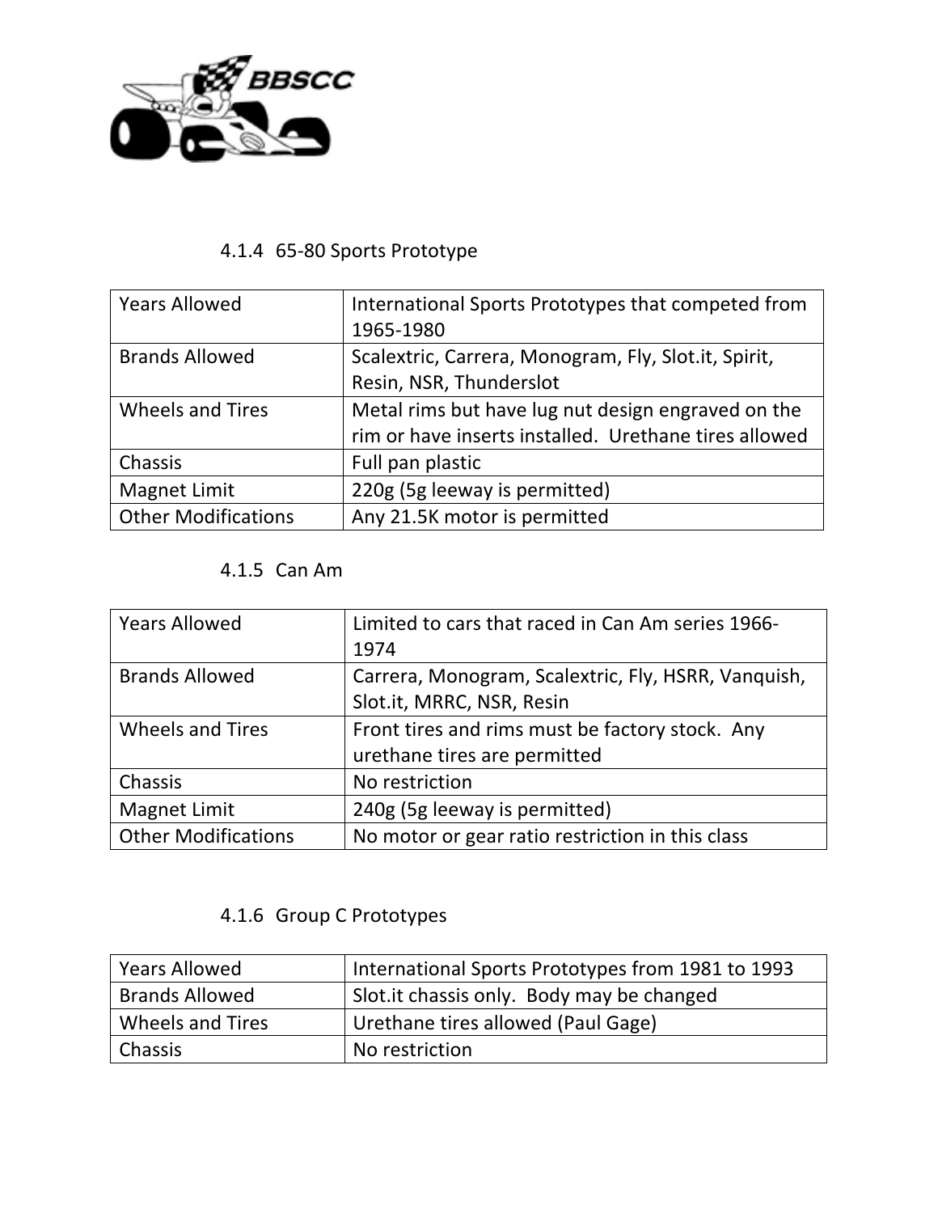#### 4.1.4 65-80 Sports Prototype

| Years Allowed | International Sports Prototypes that competed from 1965-1980 |
|---|---|
| Brands Allowed | Scalextric, Carrera, Monogram, Fly, Slot.it, Spirit, Resin, NSR, Thunderslot |
| Wheels and Tires | Metal rims but have lug nut design engraved on the rim or have inserts installed. Urethane tires allowed |
| Chassis | Full pan plastic |
| Magnet Limit | 220g (5g leeway is permitted) |
| Other Modifications | Any 21.5K motor is permitted |

#### 4.1.5 Can Am

| Years Allowed | Limited to cars that raced in Can Am series 1966-1974 |
|---|---|
| Brands Allowed | Carrera, Monogram, Scalextric, Fly, HSRR, Vanquish, Slot.it, MRRC, NSR, Resin |
| Wheels and Tires | Front tires and rims must be factory stock. Any urethane tires are permitted |
| Chassis | No restriction |
| Magnet Limit | 240g (5g leeway is permitted) |
| Other Modifications | No motor or gear ratio restriction in this class |

#### 4.1.6 Group C Prototypes

| Years Allowed | International Sports Prototypes from 1981 to 1993 |
|---|---|
| Brands Allowed | Slot.it chassis only. Body may be changed |
| Wheels and Tires | Urethane tires allowed (Paul Gage) |
| Chassis | No restriction |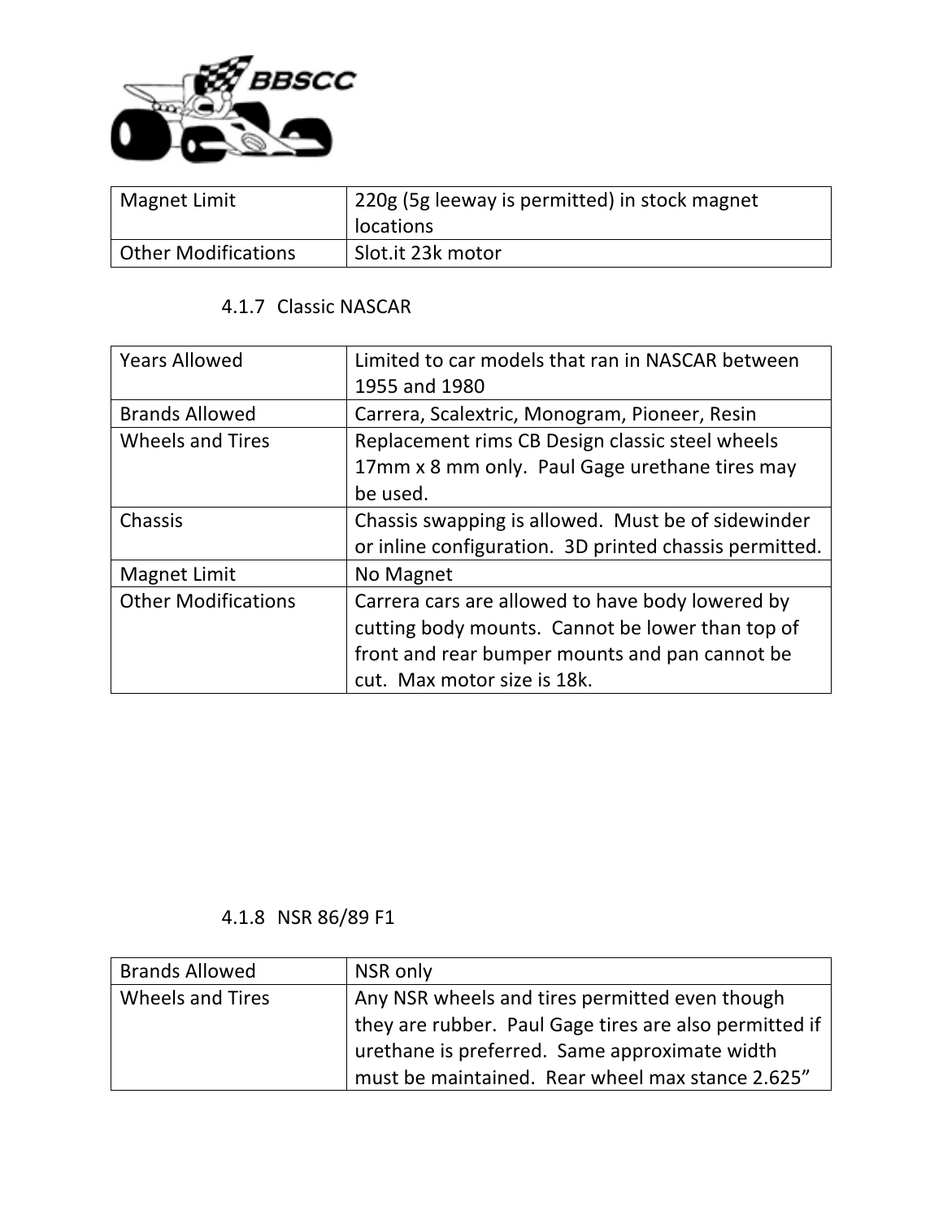| Magnet Limit | 220g (5g leeway is permitted) in stock magnet locations |
|---|---|
| Other Modifications | Slot.it 23k motor |

#### 4.1.7 Classic NASCAR

| Years Allowed | Limited to car models that ran in NASCAR between 1955 and 1980 |
|---|---|
| Brands Allowed | Carrera, Scalextric, Monogram, Pioneer, Resin |
| Wheels and Tires | Replacement rims CB Design classic steel wheels 17mm x 8 mm only. Paul Gage urethane tires may be used. |
| Chassis | Chassis swapping is allowed. Must be of sidewinder or inline configuration. 3D printed chassis permitted. |
| Magnet Limit | No Magnet |
| Other Modifications | Carrera cars are allowed to have body lowered by cutting body mounts. Cannot be lower than top of front and rear bumper mounts and pan cannot be cut. Max motor size is 18k. |

#### 4.1.8 NSR 86/89 F1

| Brands Allowed | NSR only |
|---|---|
| Wheels and Tires | Any NSR wheels and tires permitted even though they are rubber. Paul Gage tires are also permitted if urethane is preferred. Same approximate width must be maintained. Rear wheel max stance 2.625” |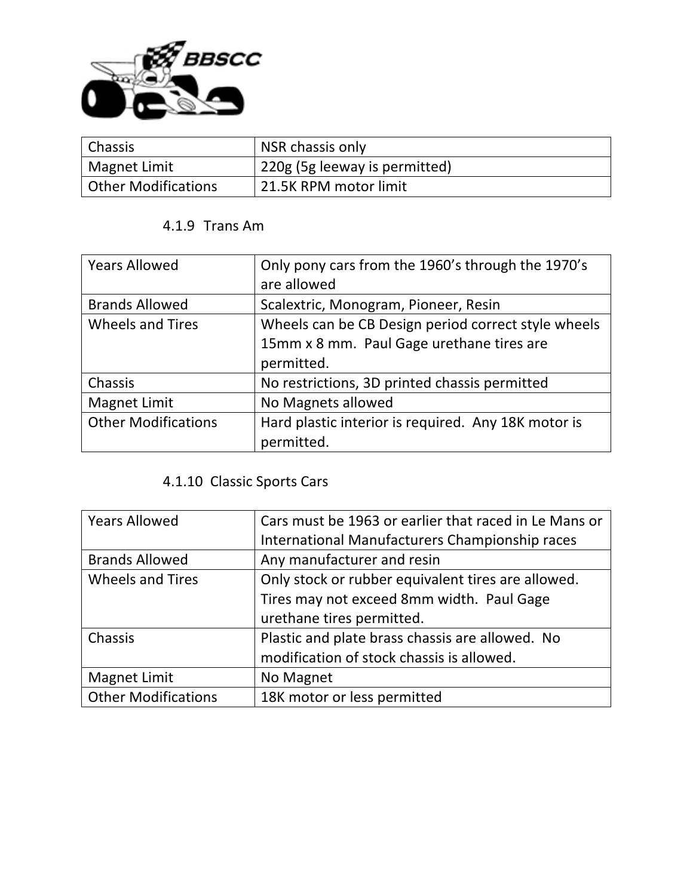| Chassis | NSR chassis only |
| --- | --- |
| Magnet Limit | 220g (5g leeway is permitted) |
| Other Modifications | 21.5K RPM motor limit |

### 4.1.9 Trans Am

| Years Allowed | Only pony cars from the 1960’s through the 1970’s are allowed |
| --- | --- |
| Brands Allowed | Scalextric, Monogram, Pioneer, Resin |
| Wheels and Tires | Wheels can be CB Design period correct style wheels 15mm x 8 mm. Paul Gage urethane tires are permitted. |
| Chassis | No restrictions, 3D printed chassis permitted |
| Magnet Limit | No Magnets allowed |
| Other Modifications | Hard plastic interior is required. Any 18K motor is permitted. |

### 4.1.10 Classic Sports Cars

| Years Allowed | Cars must be 1963 or earlier that raced in Le Mans or International Manufacturers Championship races |
| --- | --- |
| Brands Allowed | Any manufacturer and resin |
| Wheels and Tires | Only stock or rubber equivalent tires are allowed. Tires may not exceed 8mm width. Paul Gage urethane tires permitted. |
| Chassis | Plastic and plate brass chassis are allowed. No modification of stock chassis is allowed. |
| Magnet Limit | No Magnet |
| Other Modifications | 18K motor or less permitted |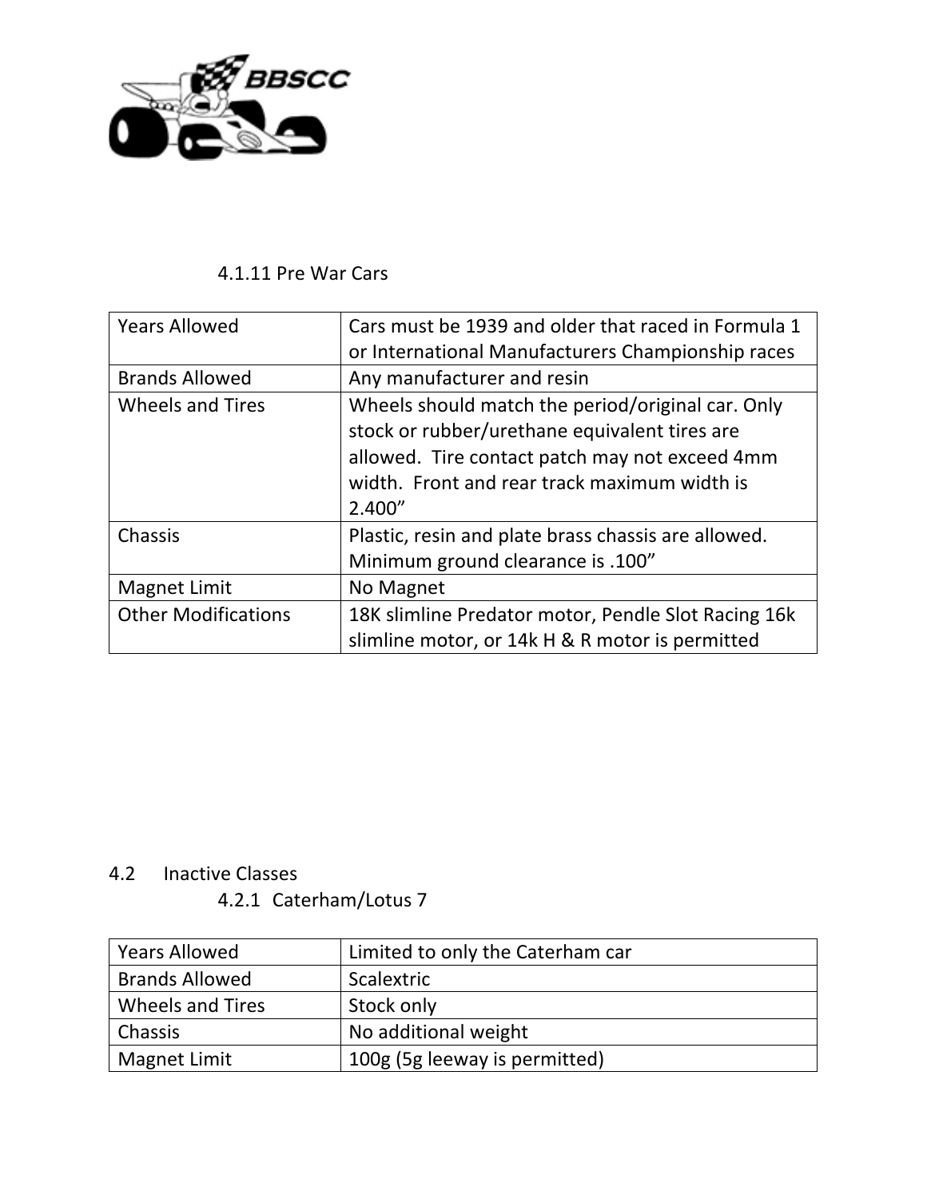#### 4.1.11 Pre War Cars

| | |
|---|---|
| Years Allowed | Cars must be 1939 and older that raced in Formula 1 or International Manufacturers Championship races |
| Brands Allowed | Any manufacturer and resin |
| Wheels and Tires | Wheels should match the period/original car. Only stock or rubber/urethane equivalent tires are allowed. Tire contact patch may not exceed 4mm width. Front and rear track maximum width is 2.400” |
| Chassis | Plastic, resin and plate brass chassis are allowed. Minimum ground clearance is .100” |
| Magnet Limit | No Magnet |
| Other Modifications | 18K slimline Predator motor, Pendle Slot Racing 16k slimline motor, or 14k H & R motor is permitted |

## 4.2 Inactive Classes

#### 4.2.1 Caterham/Lotus 7

| | |
|---|---|
| Years Allowed | Limited to only the Caterham car |
| Brands Allowed | Scalextric |
| Wheels and Tires | Stock only |
| Chassis | No additional weight |
| Magnet Limit | 100g (5g leeway is permitted) |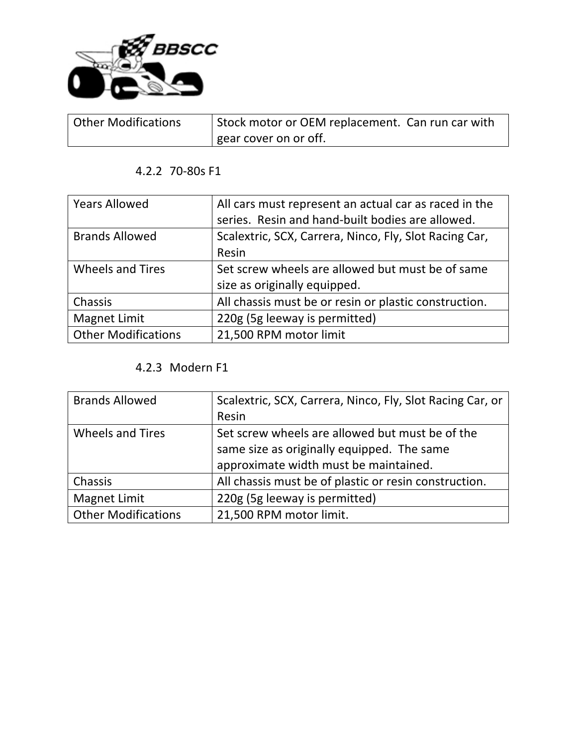| | |
|---|---|
| Other Modifications | Stock motor or OEM replacement. Can run car with gear cover on or off. |

#### 4.2.2 70-80s F1

| | |
|---|---|
| Years Allowed | All cars must represent an actual car as raced in the series. Resin and hand-built bodies are allowed. |
| Brands Allowed | Scalextric, SCX, Carrera, Ninco, Fly, Slot Racing Car, Resin |
| Wheels and Tires | Set screw wheels are allowed but must be of same size as originally equipped. |
| Chassis | All chassis must be or resin or plastic construction. |
| Magnet Limit | 220g (5g leeway is permitted) |
| Other Modifications | 21,500 RPM motor limit |

#### 4.2.3 Modern F1

| | |
|---|---|
| Brands Allowed | Scalextric, SCX, Carrera, Ninco, Fly, Slot Racing Car, or Resin |
| Wheels and Tires | Set screw wheels are allowed but must be of the same size as originally equipped. The same approximate width must be maintained. |
| Chassis | All chassis must be of plastic or resin construction. |
| Magnet Limit | 220g (5g leeway is permitted) |
| Other Modifications | 21,500 RPM motor limit. |